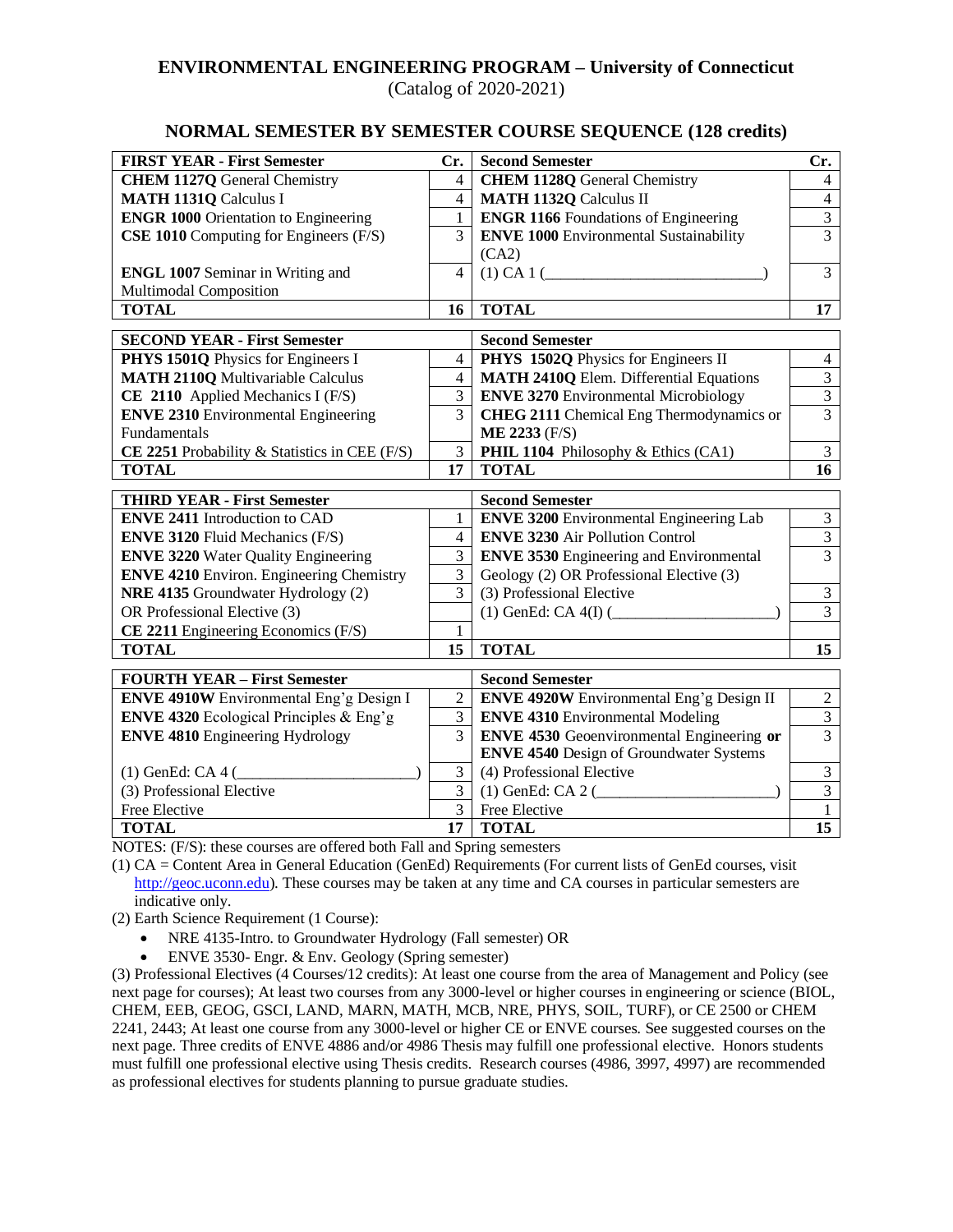# ENVIRONMENTAL ENGINEERING PROGRAM – University of Connecticut

(Catalog of 2020-2021)

## NORMAL SEMESTER BY SEMESTER COURSE SEQUENCE (128 credits)

| FIRST YEAR - First Semester | Cr. | Second Semester | Cr. |
|---|---|---|---|
| **CHEM 1127Q** General Chemistry | 4 | **CHEM 1128Q** General Chemistry | 4 |
| **MATH 1131Q** Calculus I | 4 | **MATH 1132Q** Calculus II | 4 |
| **ENGR 1000** Orientation to Engineering | 1 | **ENGR 1166** Foundations of Engineering | 3 |
| **CSE 1010** Computing for Engineers (F/S) | 3 | **ENVE 1000** Environmental Sustainability (CA2) | 3 |
| **ENGL 1007** Seminar in Writing and Multimodal Composition | 4 | (1) CA 1 (___________________________) | 3 |
| **TOTAL** | **16** | **TOTAL** | **17** |

| SECOND YEAR - First Semester | | Second Semester | |
|---|---|---|---|
| **PHYS 1501Q** Physics for Engineers I | 4 | **PHYS 1502Q** Physics for Engineers II | 4 |
| **MATH 2110Q** Multivariable Calculus | 4 | **MATH 2410Q** Elem. Differential Equations | 3 |
| **CE 2110** Applied Mechanics I (F/S) | 3 | **ENVE 3270** Environmental Microbiology | 3 |
| **ENVE 2310** Environmental Engineering Fundamentals | 3 | **CHEG 2111** Chemical Eng Thermodynamics or **ME 2233** (F/S) | 3 |
| **CE 2251** Probability & Statistics in CEE (F/S) | 3 | **PHIL 1104** Philosophy & Ethics (CA1) | 3 |
| **TOTAL** | **17** | **TOTAL** | **16** |

| THIRD YEAR - First Semester | | Second Semester | |
|---|---|---|---|
| **ENVE 2411** Introduction to CAD | 1 | **ENVE 3200** Environmental Engineering Lab | 3 |
| **ENVE 3120** Fluid Mechanics (F/S) | 4 | **ENVE 3230** Air Pollution Control | 3 |
| **ENVE 3220** Water Quality Engineering | 3 | **ENVE 3530** Engineering and Environmental Geology (2) OR Professional Elective (3) | 3 |
| **ENVE 4210** Environ. Engineering Chemistry | 3 | (3) Professional Elective | 3 |
| **NRE 4135** Groundwater Hydrology (2) OR Professional Elective (3) | 3 | (1) GenEd: CA 4(I) (____________________) | 3 |
| **CE 2211** Engineering Economics (F/S) | 1 | | |
| **TOTAL** | **15** | **TOTAL** | **15** |

| FOURTH YEAR – First Semester | | Second Semester | |
|---|---|---|---|
| **ENVE 4910W** Environmental Eng'g Design I | 2 | **ENVE 4920W** Environmental Eng'g Design II | 2 |
| **ENVE 4320** Ecological Principles & Eng'g | 3 | **ENVE 4310** Environmental Modeling | 3 |
| **ENVE 4810** Engineering Hydrology | 3 | **ENVE 4530** Geoenvironmental Engineering **or** **ENVE 4540** Design of Groundwater Systems | 3 |
| (1) GenEd: CA 4 (______________________) | 3 | (4) Professional Elective | 3 |
| (3) Professional Elective | 3 | (1) GenEd: CA 2 (______________________) | 3 |
| Free Elective | 3 | Free Elective | 1 |
| **TOTAL** | **17** | **TOTAL** | **15** |

NOTES: (F/S): these courses are offered both Fall and Spring semesters

(1) CA = Content Area in General Education (GenEd) Requirements (For current lists of GenEd courses, visit http://geoc.uconn.edu). These courses may be taken at any time and CA courses in particular semesters are indicative only.

(2) Earth Science Requirement (1 Course):

- NRE 4135-Intro. to Groundwater Hydrology (Fall semester) OR
- ENVE 3530- Engr. & Env. Geology (Spring semester)

(3) Professional Electives (4 Courses/12 credits): At least one course from the area of Management and Policy (see next page for courses); At least two courses from any 3000-level or higher courses in engineering or science (BIOL, CHEM, EEB, GEOG, GSCI, LAND, MARN, MATH, MCB, NRE, PHYS, SOIL, TURF), or CE 2500 or CHEM 2241, 2443; At least one course from any 3000-level or higher CE or ENVE courses. See suggested courses on the next page. Three credits of ENVE 4886 and/or 4986 Thesis may fulfill one professional elective. Honors students must fulfill one professional elective using Thesis credits. Research courses (4986, 3997, 4997) are recommended as professional electives for students planning to pursue graduate studies.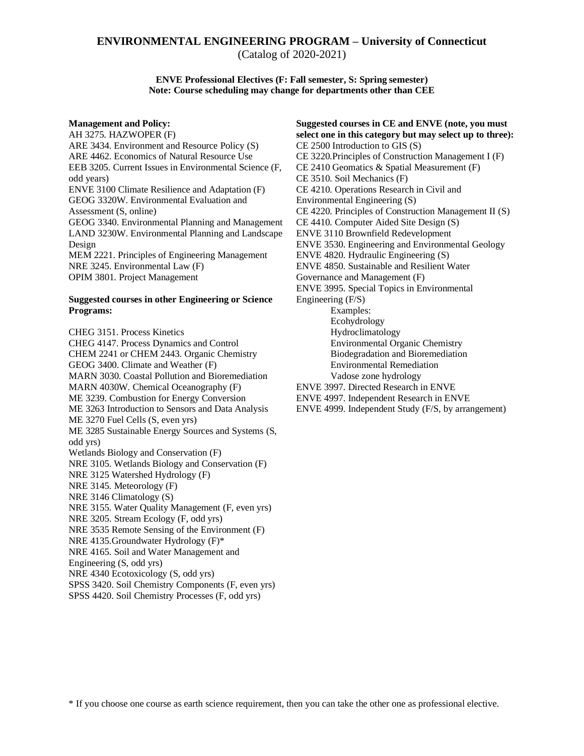# ENVIRONMENTAL ENGINEERING PROGRAM – University of Connecticut

(Catalog of 2020-2021)

**ENVE Professional Electives (F: Fall semester, S: Spring semester)**
**Note: Course scheduling may change for departments other than CEE**

**Management and Policy:**

AH 3275. HAZWOPER (F)
ARE 3434. Environment and Resource Policy (S)
ARE 4462. Economics of Natural Resource Use
EEB 3205. Current Issues in Environmental Science (F, odd years)
ENVE 3100 Climate Resilience and Adaptation (F)
GEOG 3320W. Environmental Evaluation and Assessment (S, online)
GEOG 3340. Environmental Planning and Management
LAND 3230W. Environmental Planning and Landscape Design
MEM 2221. Principles of Engineering Management
NRE 3245. Environmental Law (F)
OPIM 3801. Project Management

**Suggested courses in other Engineering or Science Programs:**

CHEG 3151. Process Kinetics
CHEG 4147. Process Dynamics and Control
CHEM 2241 or CHEM 2443. Organic Chemistry
GEOG 3400. Climate and Weather (F)
MARN 3030. Coastal Pollution and Bioremediation
MARN 4030W. Chemical Oceanography (F)
ME 3239. Combustion for Energy Conversion
ME 3263 Introduction to Sensors and Data Analysis
ME 3270 Fuel Cells (S, even yrs)
ME 3285 Sustainable Energy Sources and Systems (S, odd yrs)
Wetlands Biology and Conservation (F)
NRE 3105. Wetlands Biology and Conservation (F)
NRE 3125 Watershed Hydrology (F)
NRE 3145. Meteorology (F)
NRE 3146 Climatology (S)
NRE 3155. Water Quality Management (F, even yrs)
NRE 3205. Stream Ecology (F, odd yrs)
NRE 3535 Remote Sensing of the Environment (F)
NRE 4135.Groundwater Hydrology (F)*
NRE 4165. Soil and Water Management and Engineering (S, odd yrs)
NRE 4340 Ecotoxicology (S, odd yrs)
SPSS 3420. Soil Chemistry Components (F, even yrs)
SPSS 4420. Soil Chemistry Processes (F, odd yrs)

**Suggested courses in CE and ENVE (note, you must select one in this category but may select up to three):**

CE 2500 Introduction to GIS (S)
CE 3220.Principles of Construction Management I (F)
CE 2410 Geomatics & Spatial Measurement (F)
CE 3510. Soil Mechanics (F)
CE 4210. Operations Research in Civil and Environmental Engineering (S)
CE 4220. Principles of Construction Management II (S)
CE 4410. Computer Aided Site Design (S)
ENVE 3110 Brownfield Redevelopment
ENVE 3530. Engineering and Environmental Geology
ENVE 4820. Hydraulic Engineering (S)
ENVE 4850. Sustainable and Resilient Water Governance and Management (F)
ENVE 3995. Special Topics in Environmental Engineering (F/S)
- Examples:
  - Ecohydrology
  - Hydroclimatology
  - Environmental Organic Chemistry
  - Biodegradation and Bioremediation
  - Environmental Remediation
  - Vadose zone hydrology

ENVE 3997. Directed Research in ENVE
ENVE 4997. Independent Research in ENVE
ENVE 4999. Independent Study (F/S, by arrangement)

\* If you choose one course as earth science requirement, then you can take the other one as professional elective.